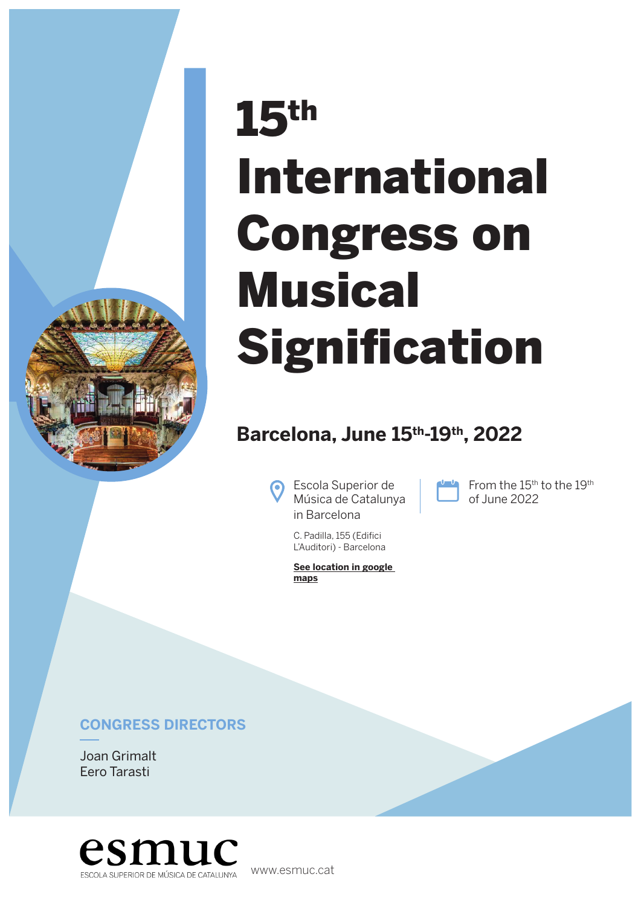# 15th International Congress on Musical Signification

## Barcelona, June 15th-19th, 2022

Escola Superior de Música de Catalunya in Barcelona

C. Padilla, 155 (Edifici L'Auditori) - Barcelona

**See location in google maps**

From the 15th to the 19th of June 2022

### CONGRESS DIRECTORS

Joan Grimalt
Eero Tarasti

esmuc
ESCOLA SUPERIOR DE MÚSICA DE CATALUNYA

www.esmuc.cat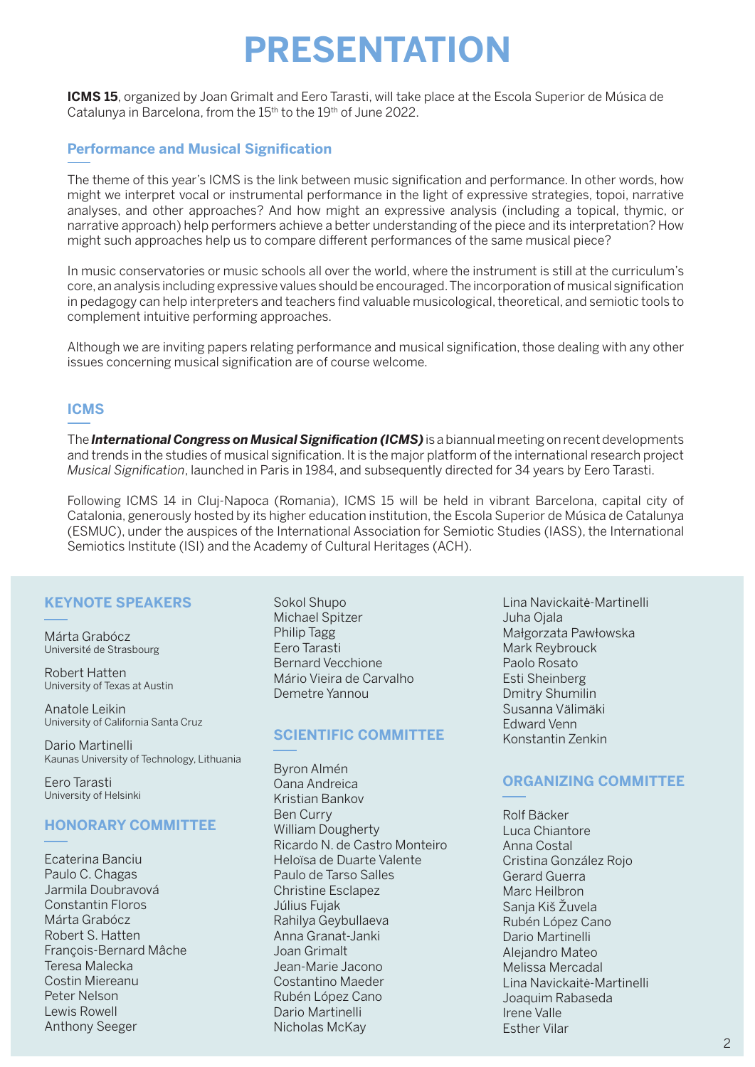# PRESENTATION

**ICMS 15**, organized by Joan Grimalt and Eero Tarasti, will take place at the Escola Superior de Música de Catalunya in Barcelona, from the 15th to the 19th of June 2022.

## Performance and Musical Signification

The theme of this year's ICMS is the link between music signification and performance. In other words, how might we interpret vocal or instrumental performance in the light of expressive strategies, topoi, narrative analyses, and other approaches? And how might an expressive analysis (including a topical, thymic, or narrative approach) help performers achieve a better understanding of the piece and its interpretation? How might such approaches help us to compare different performances of the same musical piece?

In music conservatories or music schools all over the world, where the instrument is still at the curriculum's core, an analysis including expressive values should be encouraged. The incorporation of musical signification in pedagogy can help interpreters and teachers find valuable musicological, theoretical, and semiotic tools to complement intuitive performing approaches.

Although we are inviting papers relating performance and musical signification, those dealing with any other issues concerning musical signification are of course welcome.

## ICMS

The ***International Congress on Musical Signification (ICMS)*** is a biannual meeting on recent developments and trends in the studies of musical signification. It is the major platform of the international research project *Musical Signification*, launched in Paris in 1984, and subsequently directed for 34 years by Eero Tarasti.

Following ICMS 14 in Cluj-Napoca (Romania), ICMS 15 will be held in vibrant Barcelona, capital city of Catalonia, generously hosted by its higher education institution, the Escola Superior de Música de Catalunya (ESMUC), under the auspices of the International Association for Semiotic Studies (IASS), the International Semiotics Institute (ISI) and the Academy of Cultural Heritages (ACH).

## KEYNOTE SPEAKERS

Márta Grabócz
Université de Strasbourg

Robert Hatten
University of Texas at Austin

Anatole Leikin
University of California Santa Cruz

Dario Martinelli
Kaunas University of Technology, Lithuania

Eero Tarasti
University of Helsinki

## HONORARY COMMITTEE

Ecaterina Banciu
Paulo C. Chagas
Jarmila Doubravová
Constantin Floros
Márta Grabócz
Robert S. Hatten
François-Bernard Mâche
Teresa Malecka
Costin Miereanu
Peter Nelson
Lewis Rowell
Anthony Seeger
Sokol Shupo
Michael Spitzer
Philip Tagg
Eero Tarasti
Bernard Vecchione
Mário Vieira de Carvalho
Demetre Yannou

## SCIENTIFIC COMMITTEE

Byron Almén
Oana Andreica
Kristian Bankov
Ben Curry
William Dougherty
Ricardo N. de Castro Monteiro
Heloïsa de Duarte Valente
Paulo de Tarso Salles
Christine Esclapez
Július Fujak
Rahilya Geybullaeva
Anna Granat-Janki
Joan Grimalt
Jean-Marie Jacono
Costantino Maeder
Rubén López Cano
Dario Martinelli
Nicholas McKay
Lina Navickaitė-Martinelli
Juha Ojala
Małgorzata Pawłowska
Mark Reybrouck
Paolo Rosato
Esti Sheinberg
Dmitry Shumilin
Susanna Välimäki
Edward Venn
Konstantin Zenkin

## ORGANIZING COMMITTEE

Rolf Bäcker
Luca Chiantore
Anna Costal
Cristina González Rojo
Gerard Guerra
Marc Heilbron
Sanja Kiš Žuvela
Rubén López Cano
Dario Martinelli
Alejandro Mateo
Melissa Mercadal
Lina Navickaitė-Martinelli
Joaquim Rabaseda
Irene Valle
Esther Vilar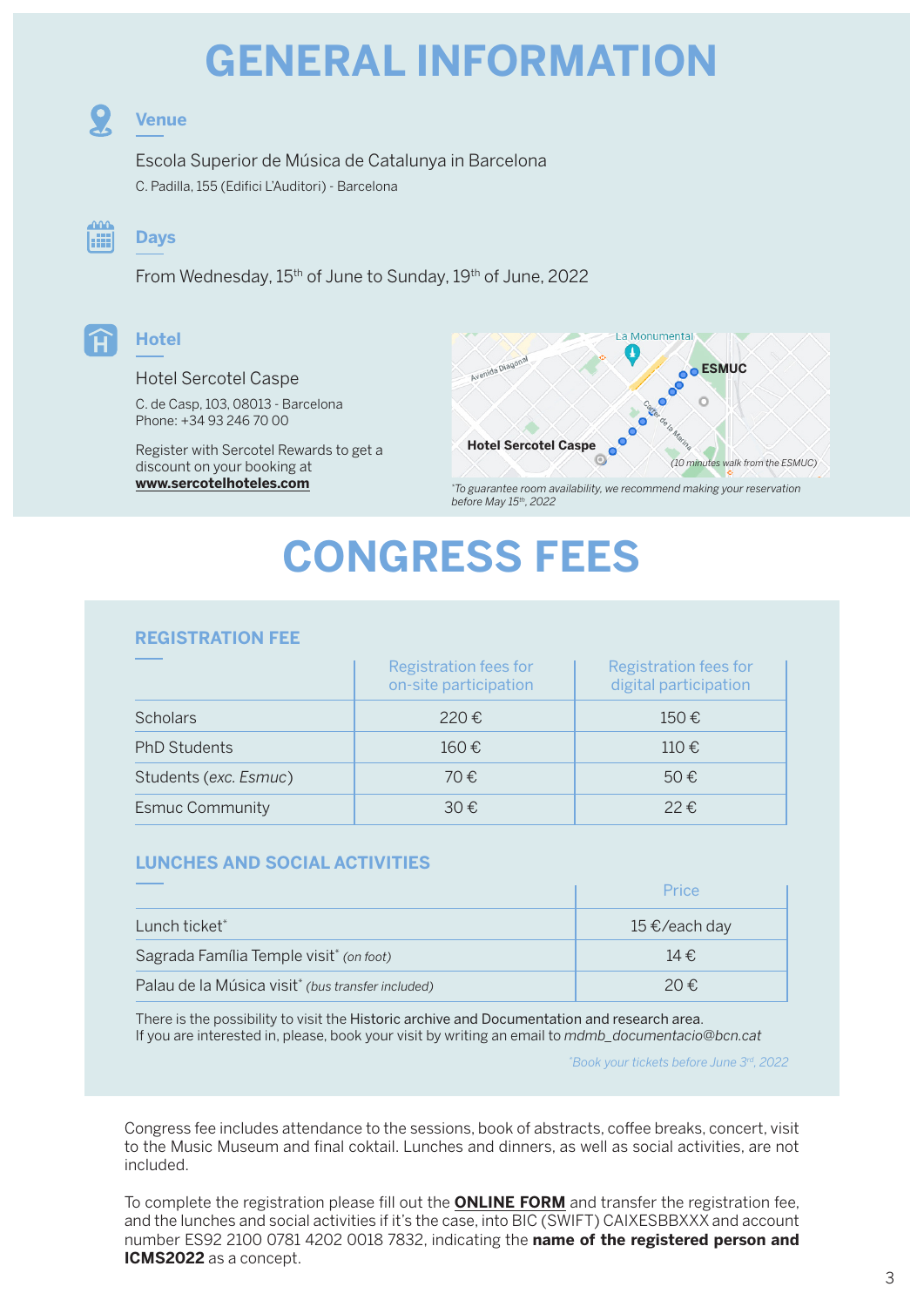# GENERAL INFORMATION

## Venue

Escola Superior de Música de Catalunya in Barcelona

C. Padilla, 155 (Edifici L'Auditori) - Barcelona

## Days

From Wednesday, 15th of June to Sunday, 19th of June, 2022

## Hotel

Hotel Sercotel Caspe

C. de Casp, 103, 08013 - Barcelona
Phone: +34 93 246 70 00

Register with Sercotel Rewards to get a discount on your booking at **www.sercotelhoteles.com**

La Monumental
Avenida Diagonal
ESMUC
Carrer de la Marina
Hotel Sercotel Caspe
(10 minutes walk from the ESMUC)

*To guarantee room availability, we recommend making your reservation before May 15th, 2022*

# CONGRESS FEES

## REGISTRATION FEE

| | Registration fees for on-site participation | Registration fees for digital participation |
|---|---|---|
| Scholars | 220 € | 150 € |
| PhD Students | 160 € | 110 € |
| Students (*exc. Esmuc*) | 70 € | 50 € |
| Esmuc Community | 30 € | 22 € |

## LUNCHES AND SOCIAL ACTIVITIES

| | Price |
|---|---|
| Lunch ticket* | 15 €/each day |
| Sagrada Família Temple visit* *(on foot)* | 14 € |
| Palau de la Música visit* *(bus transfer included)* | 20 € |

There is the possibility to visit the Historic archive and Documentation and research area.
If you are interested in, please, book your visit by writing an email to *mdmb_documentacio@bcn.cat*

*\*Book your tickets before June 3rd, 2022*

Congress fee includes attendance to the sessions, book of abstracts, coffee breaks, concert, visit to the Music Museum and final coktail. Lunches and dinners, as well as social activities, are not included.

To complete the registration please fill out the **ONLINE FORM** and transfer the registration fee, and the lunches and social activities if it's the case, into BIC (SWIFT) CAIXESBBXXX and account number ES92 2100 0781 4202 0018 7832, indicating the **name of the registered person and ICMS2022** as a concept.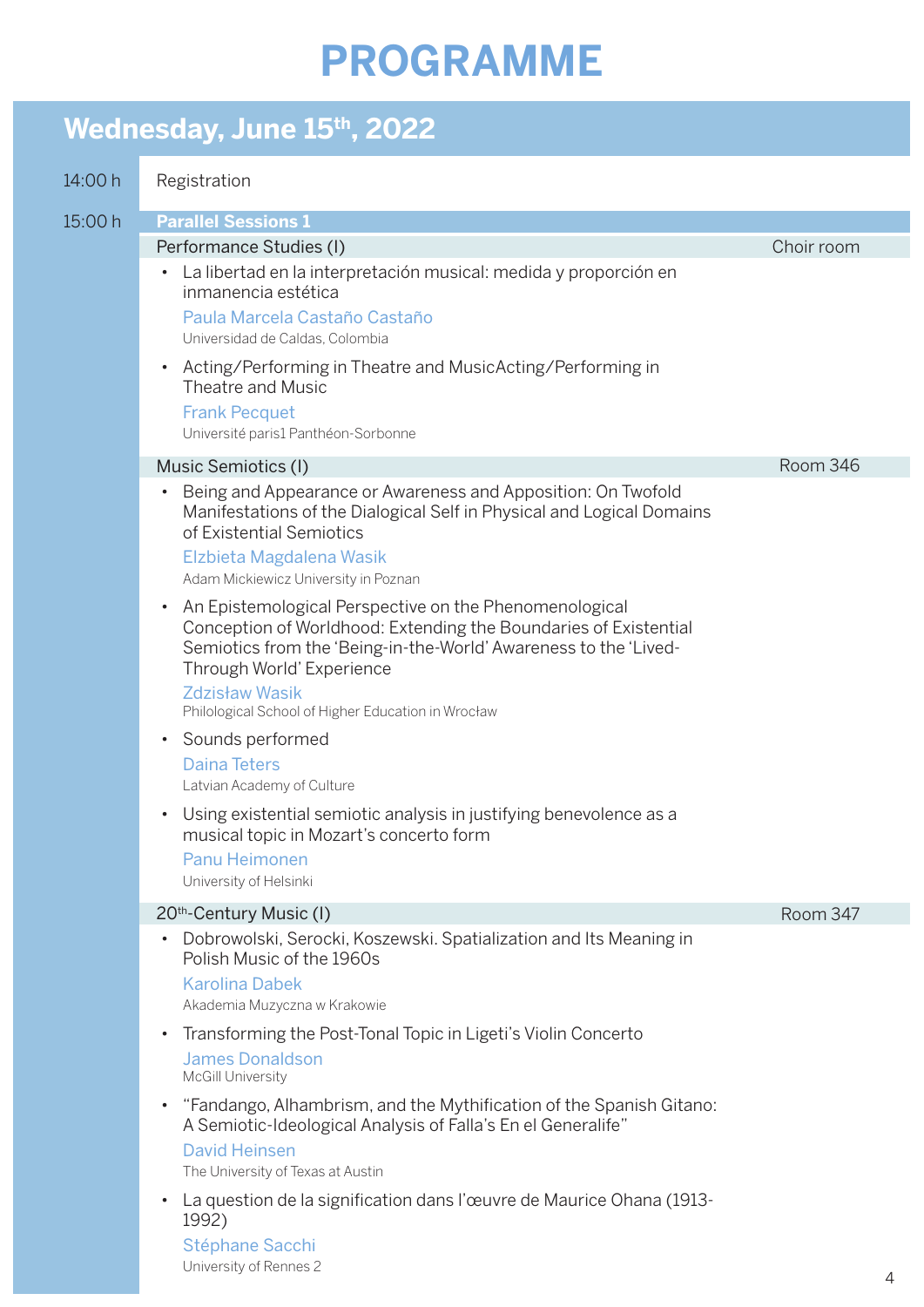# PROGRAMME

## Wednesday, June 15th, 2022

**14:00 h** Registration

**15:00 h** **Parallel Sessions 1**

### Performance Studies (I) — Choir room

- La libertad en la interpretación musical: medida y proporción en inmanencia estética
  Paula Marcela Castaño Castaño
  Universidad de Caldas, Colombia
- Acting/Performing in Theatre and MusicActing/Performing in Theatre and Music
  Frank Pecquet
  Université paris1 Panthéon-Sorbonne

### Music Semiotics (I) — Room 346

- Being and Appearance or Awareness and Apposition: On Twofold Manifestations of the Dialogical Self in Physical and Logical Domains of Existential Semiotics
  Elzbieta Magdalena Wasik
  Adam Mickiewicz University in Poznan
- An Epistemological Perspective on the Phenomenological Conception of Worldhood: Extending the Boundaries of Existential Semiotics from the 'Being-in-the-World' Awareness to the 'Lived-Through World' Experience
  Zdzisław Wasik
  Philological School of Higher Education in Wrocław
- Sounds performed
  Daina Teters
  Latvian Academy of Culture
- Using existential semiotic analysis in justifying benevolence as a musical topic in Mozart's concerto form
  Panu Heimonen
  University of Helsinki

### 20th-Century Music (I) — Room 347

- Dobrowolski, Serocki, Koszewski. Spatialization and Its Meaning in Polish Music of the 1960s
  Karolina Dabek
  Akademia Muzyczna w Krakowie
- Transforming the Post-Tonal Topic in Ligeti's Violin Concerto
  James Donaldson
  McGill University
- "Fandango, Alhambrism, and the Mythification of the Spanish Gitano: A Semiotic-Ideological Analysis of Falla's En el Generalife"
  David Heinsen
  The University of Texas at Austin
- La question de la signification dans l'œuvre de Maurice Ohana (1913-1992)
  Stéphane Sacchi
  University of Rennes 2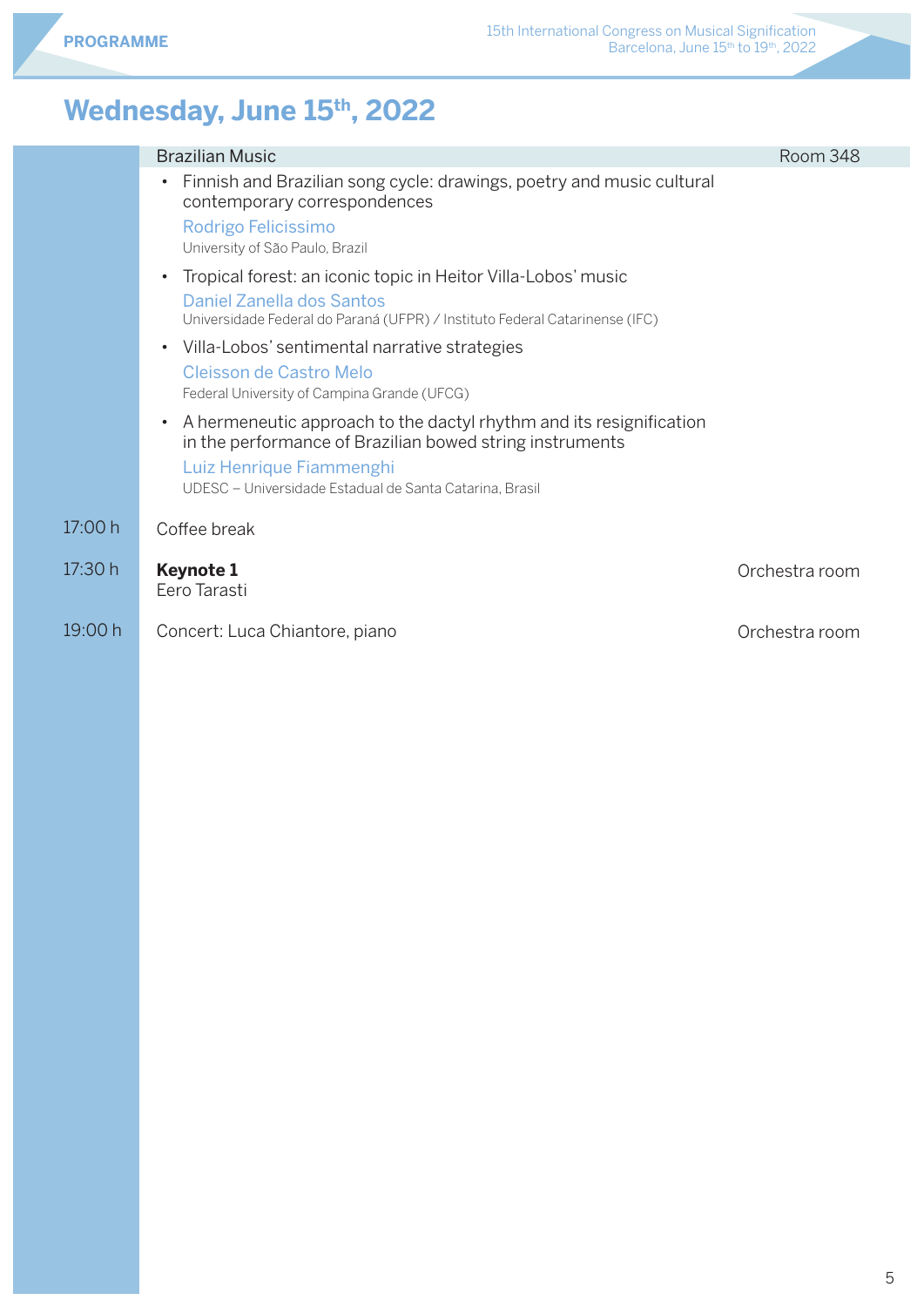## Wednesday, June 15th, 2022

**Brazilian Music** — Room 348

- Finnish and Brazilian song cycle: drawings, poetry and music cultural contemporary correspondences
  Rodrigo Felicissimo
  University of São Paulo, Brazil
- Tropical forest: an iconic topic in Heitor Villa-Lobos' music
  Daniel Zanella dos Santos
  Universidade Federal do Paraná (UFPR) / Instituto Federal Catarinense (IFC)
- Villa-Lobos' sentimental narrative strategies
  Cleisson de Castro Melo
  Federal University of Campina Grande (UFCG)
- A hermeneutic approach to the dactyl rhythm and its resignification in the performance of Brazilian bowed string instruments
  Luiz Henrique Fiammenghi
  UDESC – Universidade Estadual de Santa Catarina, Brasil

| Time | Event | Room |
|---|---|---|
| 17:00 h | Coffee break | |
| 17:30 h | **Keynote 1** Eero Tarasti | Orchestra room |
| 19:00 h | Concert: Luca Chiantore, piano | Orchestra room |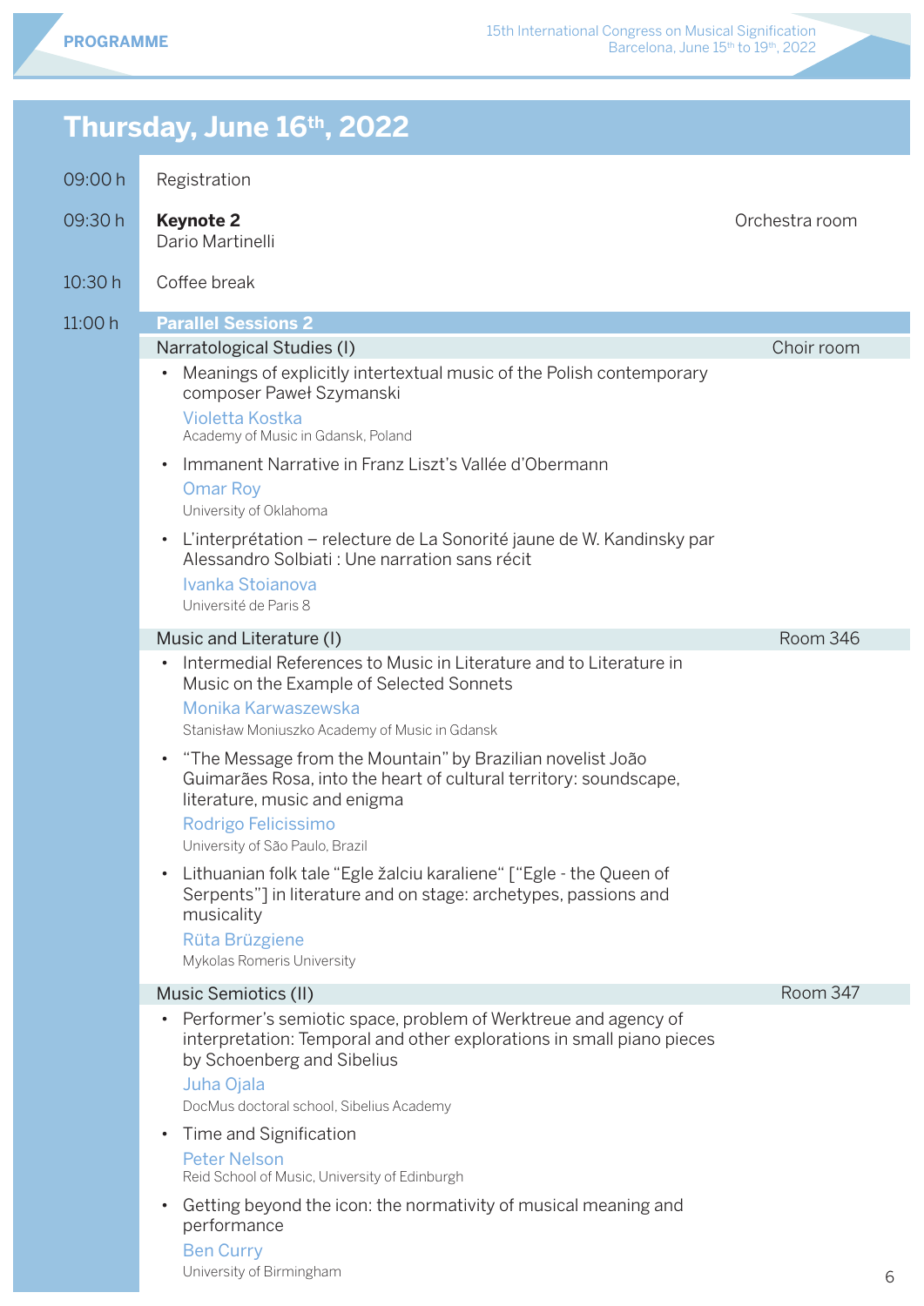# Thursday, June 16th, 2022

**09:00 h** Registration

**09:30 h** **Keynote 2** — Orchestra room
Dario Martinelli

**10:30 h** Coffee break

**11:00 h** **Parallel Sessions 2**

## Narratological Studies (I) — Choir room

- Meanings of explicitly intertextual music of the Polish contemporary composer Paweł Szymanski
  Violetta Kostka
  Academy of Music in Gdansk, Poland
- Immanent Narrative in Franz Liszt's Vallée d'Obermann
  Omar Roy
  University of Oklahoma
- L'interprétation – relecture de La Sonorité jaune de W. Kandinsky par Alessandro Solbiati : Une narration sans récit
  Ivanka Stoianova
  Université de Paris 8

## Music and Literature (I) — Room 346

- Intermedial References to Music in Literature and to Literature in Music on the Example of Selected Sonnets
  Monika Karwaszewska
  Stanisław Moniuszko Academy of Music in Gdansk
- "The Message from the Mountain" by Brazilian novelist João Guimarães Rosa, into the heart of cultural territory: soundscape, literature, music and enigma
  Rodrigo Felicissimo
  University of São Paulo, Brazil
- Lithuanian folk tale "Egle žalciu karaliene" ["Egle - the Queen of Serpents"] in literature and on stage: archetypes, passions and musicality
  Rūta Brūzgiene
  Mykolas Romeris University

## Music Semiotics (II) — Room 347

- Performer's semiotic space, problem of Werktreue and agency of interpretation: Temporal and other explorations in small piano pieces by Schoenberg and Sibelius
  Juha Ojala
  DocMus doctoral school, Sibelius Academy
- Time and Signification
  Peter Nelson
  Reid School of Music, University of Edinburgh
- Getting beyond the icon: the normativity of musical meaning and performance
  Ben Curry
  University of Birmingham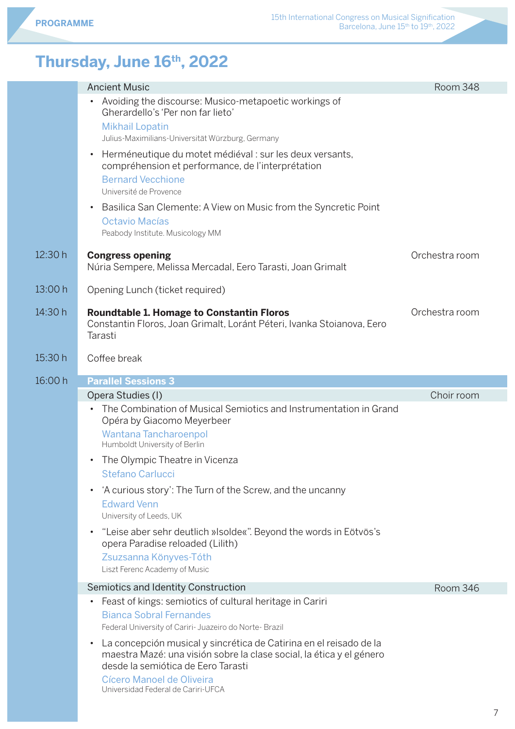# Thursday, June 16th, 2022

**Ancient Music** — Room 348

- Avoiding the discourse: Musico-metapoetic workings of Gherardello's 'Per non far lieto'
  Mikhail Lopatin
  Julius-Maximilians-Universität Würzburg, Germany
- Herméneutique du motet médiéval : sur les deux versants, compréhension et performance, de l'interprétation
  Bernard Vecchione
  Université de Provence
- Basilica San Clemente: A View on Music from the Syncretic Point
  Octavio Macías
  Peabody Institute. Musicology MM

**12:30 h** — **Congress opening** — Orchestra room
Núria Sempere, Melissa Mercadal, Eero Tarasti, Joan Grimalt

**13:00 h** — Opening Lunch (ticket required)

**14:30 h** — **Roundtable 1. Homage to Constantin Floros** — Orchestra room
Constantin Floros, Joan Grimalt, Loránt Péteri, Ivanka Stoianova, Eero Tarasti

**15:30 h** — Coffee break

**16:00 h** — **Parallel Sessions 3**

**Opera Studies (I)** — Choir room

- The Combination of Musical Semiotics and Instrumentation in Grand Opéra by Giacomo Meyerbeer
  Wantana Tancharoenpol
  Humboldt University of Berlin
- The Olympic Theatre in Vicenza
  Stefano Carlucci
- 'A curious story': The Turn of the Screw, and the uncanny
  Edward Venn
  University of Leeds, UK
- "Leise aber sehr deutlich »Isolde«". Beyond the words in Eötvös's opera Paradise reloaded (Lilith)
  Zsuzsanna Könyves-Tóth
  Liszt Ferenc Academy of Music

**Semiotics and Identity Construction** — Room 346

- Feast of kings: semiotics of cultural heritage in Cariri
  Bianca Sobral Fernandes
  Federal University of Cariri- Juazeiro do Norte- Brazil
- La concepción musical y sincrética de Catirina en el reisado de la maestra Mazé: una visión sobre la clase social, la ética y el género desde la semiótica de Eero Tarasti
  Cícero Manoel de Oliveira
  Universidad Federal de Cariri-UFCA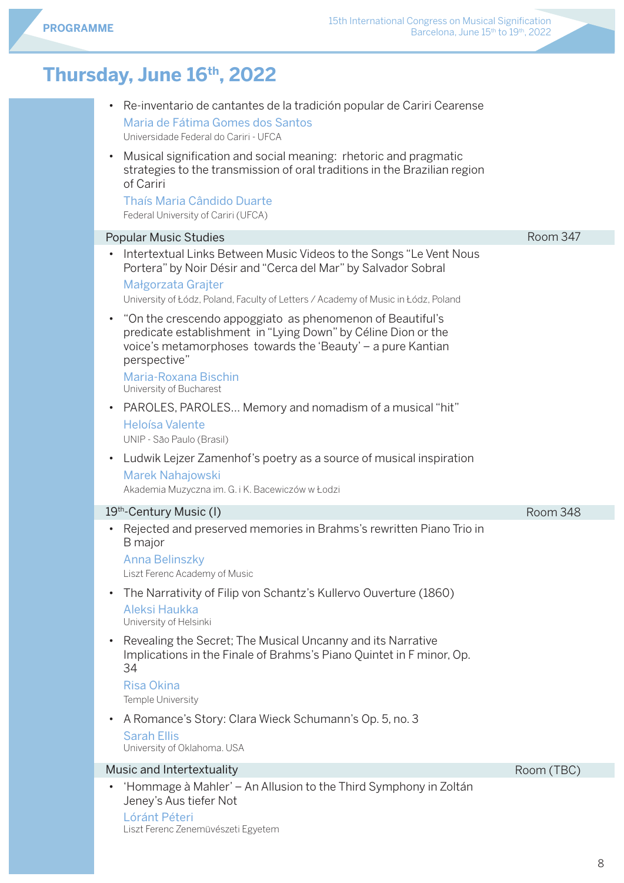# Thursday, June 16th, 2022

- Re-inventario de cantantes de la tradición popular de Cariri Cearense
  Maria de Fátima Gomes dos Santos
  Universidade Federal do Cariri - UFCA
- Musical signification and social meaning: rhetoric and pragmatic strategies to the transmission of oral traditions in the Brazilian region of Cariri
  Thaís Maria Cândido Duarte
  Federal University of Cariri (UFCA)

## Popular Music Studies — Room 347

- Intertextual Links Between Music Videos to the Songs "Le Vent Nous Portera" by Noir Désir and "Cerca del Mar" by Salvador Sobral
  Małgorzata Grajter
  University of Łódz, Poland, Faculty of Letters / Academy of Music in Łódz, Poland
- "On the crescendo appoggiato as phenomenon of Beautiful's predicate establishment in "Lying Down" by Céline Dion or the voice's metamorphoses towards the 'Beauty' – a pure Kantian perspective"
  Maria-Roxana Bischin
  University of Bucharest
- PAROLES, PAROLES... Memory and nomadism of a musical "hit"
  Heloísa Valente
  UNIP - São Paulo (Brasil)
- Ludwik Lejzer Zamenhof's poetry as a source of musical inspiration
  Marek Nahajowski
  Akademia Muzyczna im. G. i K. Bacewiczów w Łodzi

## 19th-Century Music (I) — Room 348

- Rejected and preserved memories in Brahms's rewritten Piano Trio in B major
  Anna Belinszky
  Liszt Ferenc Academy of Music
- The Narrativity of Filip von Schantz's Kullervo Ouverture (1860)
  Aleksi Haukka
  University of Helsinki
- Revealing the Secret; The Musical Uncanny and its Narrative Implications in the Finale of Brahms's Piano Quintet in F minor, Op. 34
  Risa Okina
  Temple University
- A Romance's Story: Clara Wieck Schumann's Op. 5, no. 3
  Sarah Ellis
  University of Oklahoma. USA

## Music and Intertextuality — Room (TBC)

- 'Hommage à Mahler' – An Allusion to the Third Symphony in Zoltán Jeney's Aus tiefer Not
  Lóránt Péteri
  Liszt Ferenc Zeneművészeti Egyetem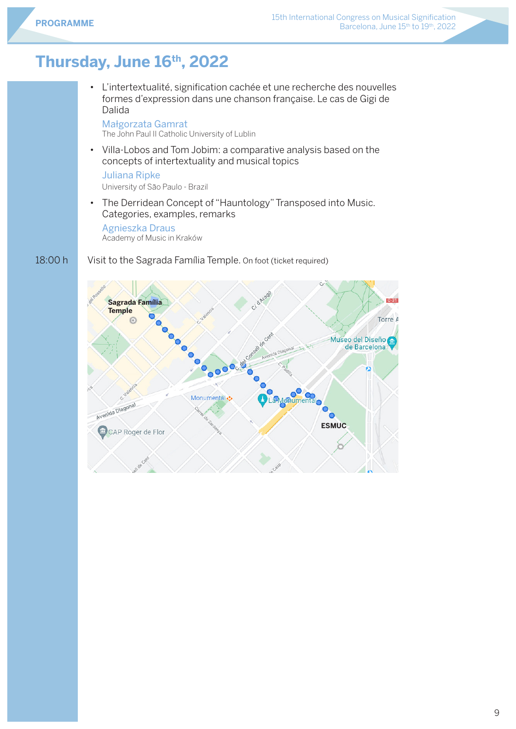# Thursday, June 16th, 2022

- L'intertextualité, signification cachée et une recherche des nouvelles formes d'expression dans une chanson française. Le cas de Gigi de Dalida
  Małgorzata Gamrat
  The John Paul II Catholic University of Lublin
- Villa-Lobos and Tom Jobim: a comparative analysis based on the concepts of intertextuality and musical topics
  Juliana Ripke
  University of São Paulo - Brazil
- The Derridean Concept of "Hauntology" Transposed into Music. Categories, examples, remarks
  Agnieszka Draus
  Academy of Music in Kraków

18:00 h Visit to the Sagrada Família Temple. On foot (ticket required)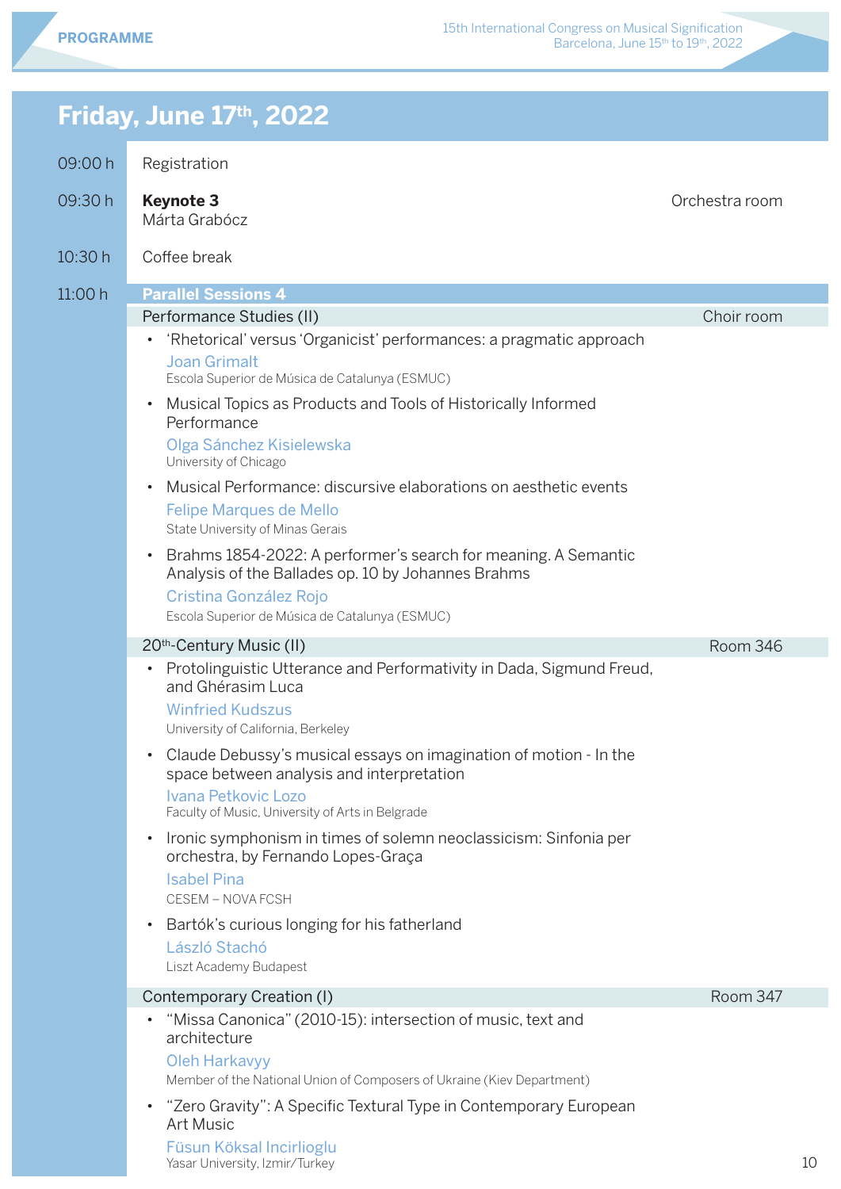## Friday, June 17th, 2022

**09:00 h** Registration

**09:30 h** **Keynote 3** — Orchestra room
Márta Grabócz

**10:30 h** Coffee break

**11:00 h** **Parallel Sessions 4**

### Performance Studies (II) — Choir room

- 'Rhetorical' versus 'Organicist' performances: a pragmatic approach
  Joan Grimalt
  Escola Superior de Música de Catalunya (ESMUC)
- Musical Topics as Products and Tools of Historically Informed Performance
  Olga Sánchez Kisielewska
  University of Chicago
- Musical Performance: discursive elaborations on aesthetic events
  Felipe Marques de Mello
  State University of Minas Gerais
- Brahms 1854-2022: A performer's search for meaning. A Semantic Analysis of the Ballades op. 10 by Johannes Brahms
  Cristina González Rojo
  Escola Superior de Música de Catalunya (ESMUC)

### 20th-Century Music (II) — Room 346

- Protolinguistic Utterance and Performativity in Dada, Sigmund Freud, and Ghérasim Luca
  Winfried Kudszus
  University of California, Berkeley
- Claude Debussy's musical essays on imagination of motion - In the space between analysis and interpretation
  Ivana Petkovic Lozo
  Faculty of Music, University of Arts in Belgrade
- Ironic symphonism in times of solemn neoclassicism: Sinfonia per orchestra, by Fernando Lopes-Graça
  Isabel Pina
  CESEM – NOVA FCSH
- Bartók's curious longing for his fatherland
  László Stachó
  Liszt Academy Budapest

### Contemporary Creation (I) — Room 347

- "Missa Canonica" (2010-15): intersection of music, text and architecture
  Oleh Harkavyy
  Member of the National Union of Composers of Ukraine (Kiev Department)
- "Zero Gravity": A Specific Textural Type in Contemporary European Art Music
  Füsun Köksal Incirlioglu
  Yasar University, Izmir/Turkey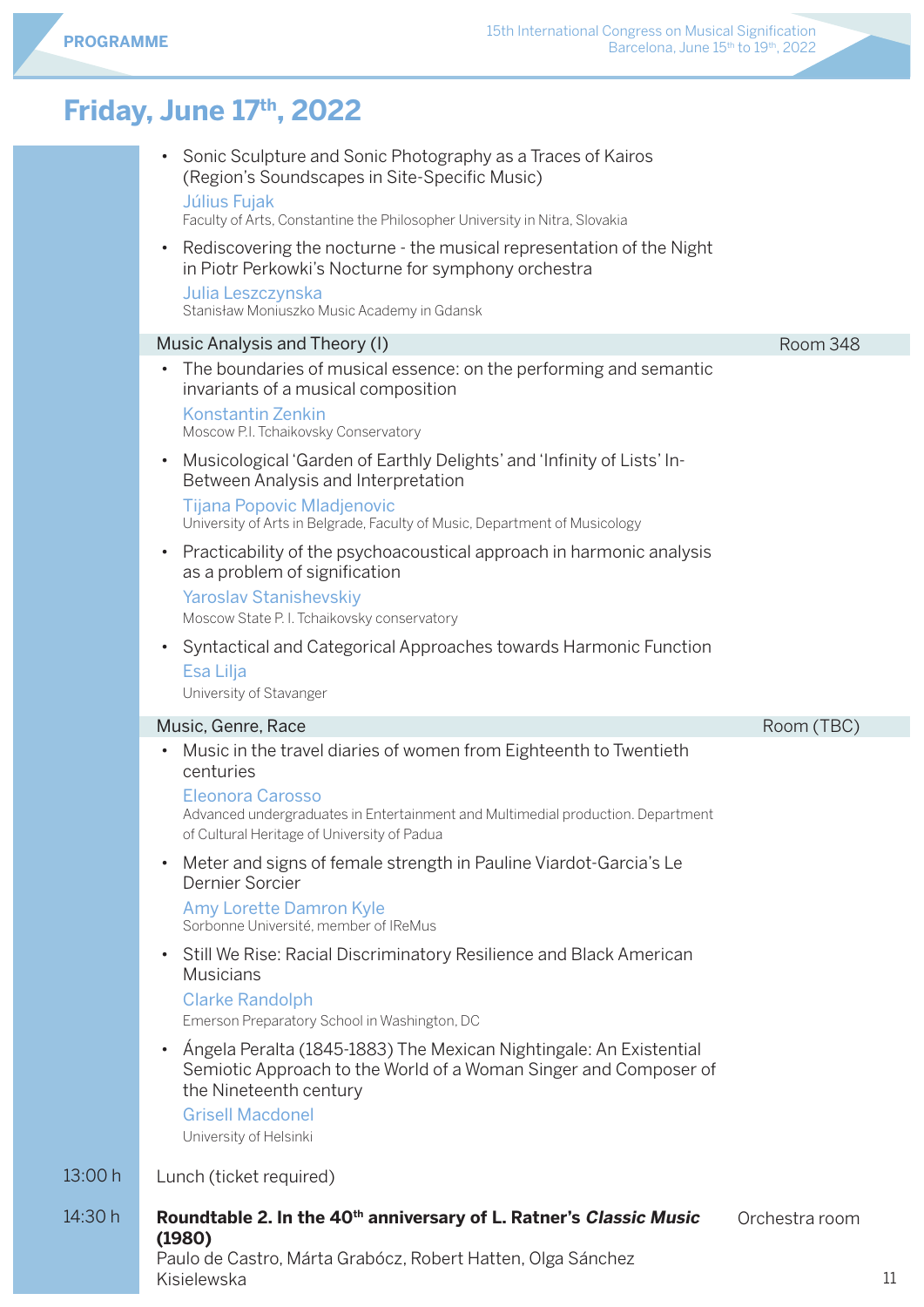## Friday, June 17th, 2022

- Sonic Sculpture and Sonic Photography as a Traces of Kairos (Region's Soundscapes in Site-Specific Music)
  Július Fujak
  Faculty of Arts, Constantine the Philosopher University in Nitra, Slovakia
- Rediscovering the nocturne - the musical representation of the Night in Piotr Perkowki's Nocturne for symphony orchestra
  Julia Leszczynska
  Stanisław Moniuszko Music Academy in Gdansk

**Music Analysis and Theory (I)** — Room 348

- The boundaries of musical essence: on the performing and semantic invariants of a musical composition
  Konstantin Zenkin
  Moscow P.I. Tchaikovsky Conservatory
- Musicological 'Garden of Earthly Delights' and 'Infinity of Lists' In-Between Analysis and Interpretation
  Tijana Popovic Mladjenovic
  University of Arts in Belgrade, Faculty of Music, Department of Musicology
- Practicability of the psychoacoustical approach in harmonic analysis as a problem of signification
  Yaroslav Stanishevskiy
  Moscow State P. I. Tchaikovsky conservatory
- Syntactical and Categorical Approaches towards Harmonic Function
  Esa Lilja
  University of Stavanger

**Music, Genre, Race** — Room (TBC)

- Music in the travel diaries of women from Eighteenth to Twentieth centuries
  Eleonora Carosso
  Advanced undergraduates in Entertainment and Multimedial production. Department of Cultural Heritage of University of Padua
- Meter and signs of female strength in Pauline Viardot-Garcia's Le Dernier Sorcier
  Amy Lorette Damron Kyle
  Sorbonne Université, member of IReMus
- Still We Rise: Racial Discriminatory Resilience and Black American Musicians
  Clarke Randolph
  Emerson Preparatory School in Washington, DC
- Ángela Peralta (1845-1883) The Mexican Nightingale: An Existential Semiotic Approach to the World of a Woman Singer and Composer of the Nineteenth century
  Grisell Macdonel
  University of Helsinki

**13:00 h** — Lunch (ticket required)

**14:30 h** — **Roundtable 2. In the 40th anniversary of L. Ratner's *Classic Music* (1980)** — Orchestra room
Paulo de Castro, Márta Grabócz, Robert Hatten, Olga Sánchez Kisielewska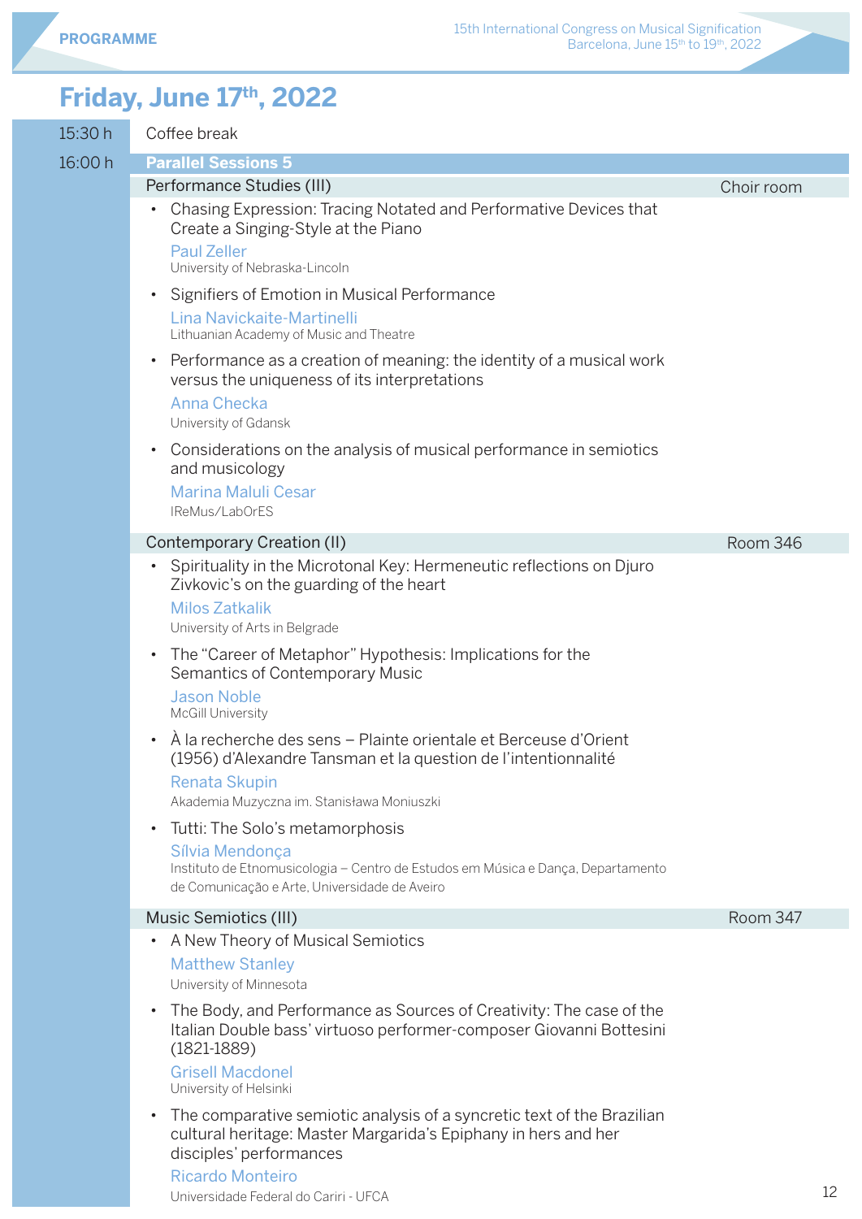# Friday, June 17th, 2022

**15:30 h** Coffee break

**16:00 h** **Parallel Sessions 5**

### Performance Studies (III) — Choir room

- Chasing Expression: Tracing Notated and Performative Devices that Create a Singing-Style at the Piano
  Paul Zeller
  University of Nebraska-Lincoln
- Signifiers of Emotion in Musical Performance
  Lina Navickaite-Martinelli
  Lithuanian Academy of Music and Theatre
- Performance as a creation of meaning: the identity of a musical work versus the uniqueness of its interpretations
  Anna Checka
  University of Gdansk
- Considerations on the analysis of musical performance in semiotics and musicology
  Marina Maluli Cesar
  IReMus/LabOrES

### Contemporary Creation (II) — Room 346

- Spirituality in the Microtonal Key: Hermeneutic reflections on Djuro Zivkovic's on the guarding of the heart
  Milos Zatkalik
  University of Arts in Belgrade
- The "Career of Metaphor" Hypothesis: Implications for the Semantics of Contemporary Music
  Jason Noble
  McGill University
- À la recherche des sens – Plainte orientale et Berceuse d'Orient (1956) d'Alexandre Tansman et la question de l'intentionnalité
  Renata Skupin
  Akademia Muzyczna im. Stanisława Moniuszki
- Tutti: The Solo's metamorphosis
  Sílvia Mendonça
  Instituto de Etnomusicologia – Centro de Estudos em Música e Dança, Departamento de Comunicação e Arte, Universidade de Aveiro

### Music Semiotics (III) — Room 347

- A New Theory of Musical Semiotics
  Matthew Stanley
  University of Minnesota
- The Body, and Performance as Sources of Creativity: The case of the Italian Double bass' virtuoso performer-composer Giovanni Bottesini (1821-1889)
  Grisell Macdonel
  University of Helsinki
- The comparative semiotic analysis of a syncretic text of the Brazilian cultural heritage: Master Margarida's Epiphany in hers and her disciples' performances
  Ricardo Monteiro
  Universidade Federal do Cariri - UFCA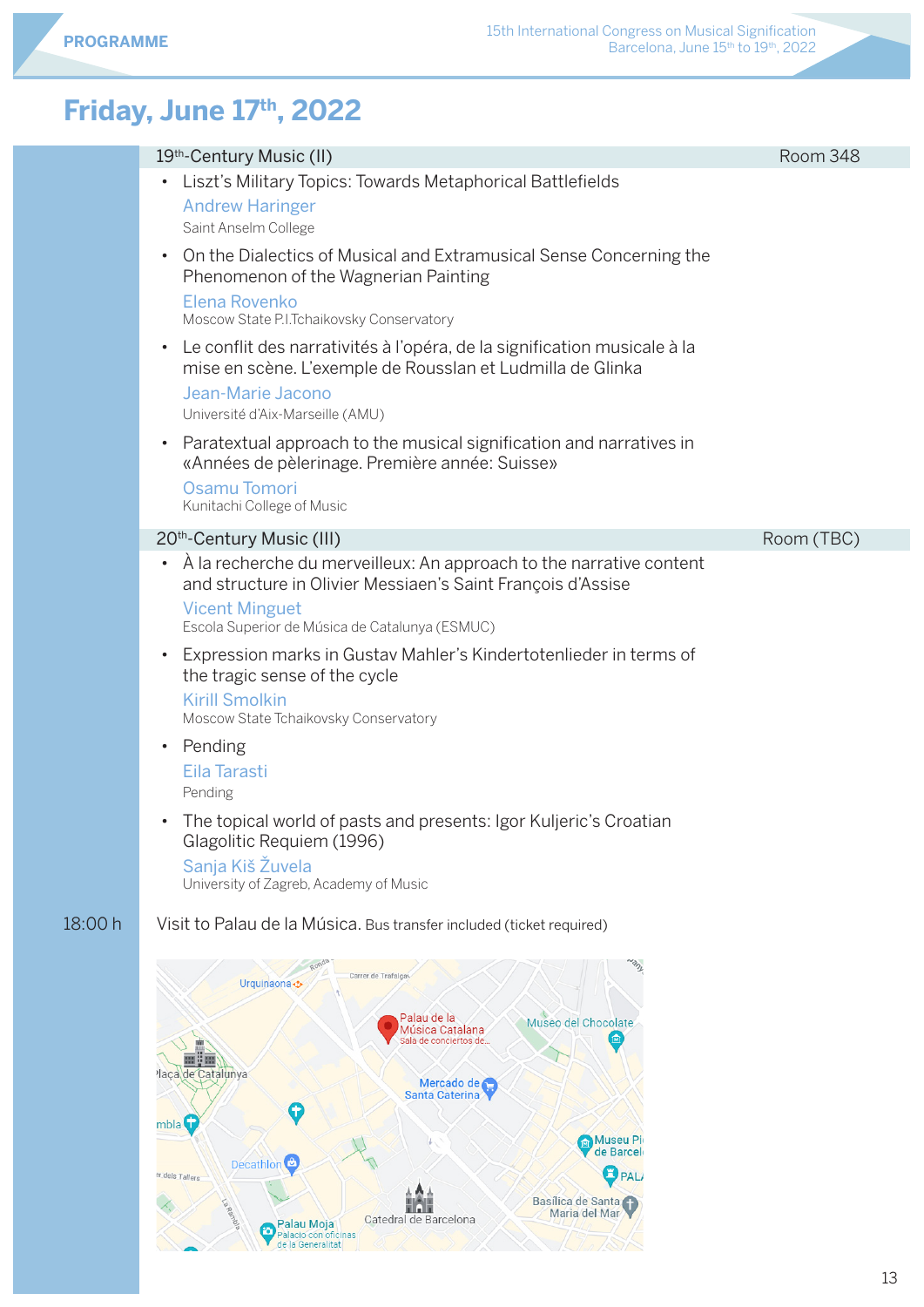# Friday, June 17th, 2022

## 19th-Century Music (II) — Room 348

- Liszt's Military Topics: Towards Metaphorical Battlefields
  Andrew Haringer
  Saint Anselm College
- On the Dialectics of Musical and Extramusical Sense Concerning the Phenomenon of the Wagnerian Painting
  Elena Rovenko
  Moscow State P.I.Tchaikovsky Conservatory
- Le conflit des narrativités à l'opéra, de la signification musicale à la mise en scène. L'exemple de Rousslan et Ludmilla de Glinka
  Jean-Marie Jacono
  Université d'Aix-Marseille (AMU)
- Paratextual approach to the musical signification and narratives in «Années de pèlerinage. Première année: Suisse»
  Osamu Tomori
  Kunitachi College of Music

## 20th-Century Music (III) — Room (TBC)

- À la recherche du merveilleux: An approach to the narrative content and structure in Olivier Messiaen's Saint François d'Assise
  Vicent Minguet
  Escola Superior de Música de Catalunya (ESMUC)
- Expression marks in Gustav Mahler's Kindertotenlieder in terms of the tragic sense of the cycle
  Kirill Smolkin
  Moscow State Tchaikovsky Conservatory
- Pending
  Eila Tarasti
  Pending
- The topical world of pasts and presents: Igor Kuljeric's Croatian Glagolitic Requiem (1996)
  Sanja Kiš Žuvela
  University of Zagreb, Academy of Music

**18:00 h** Visit to Palau de la Música. Bus transfer included (ticket required)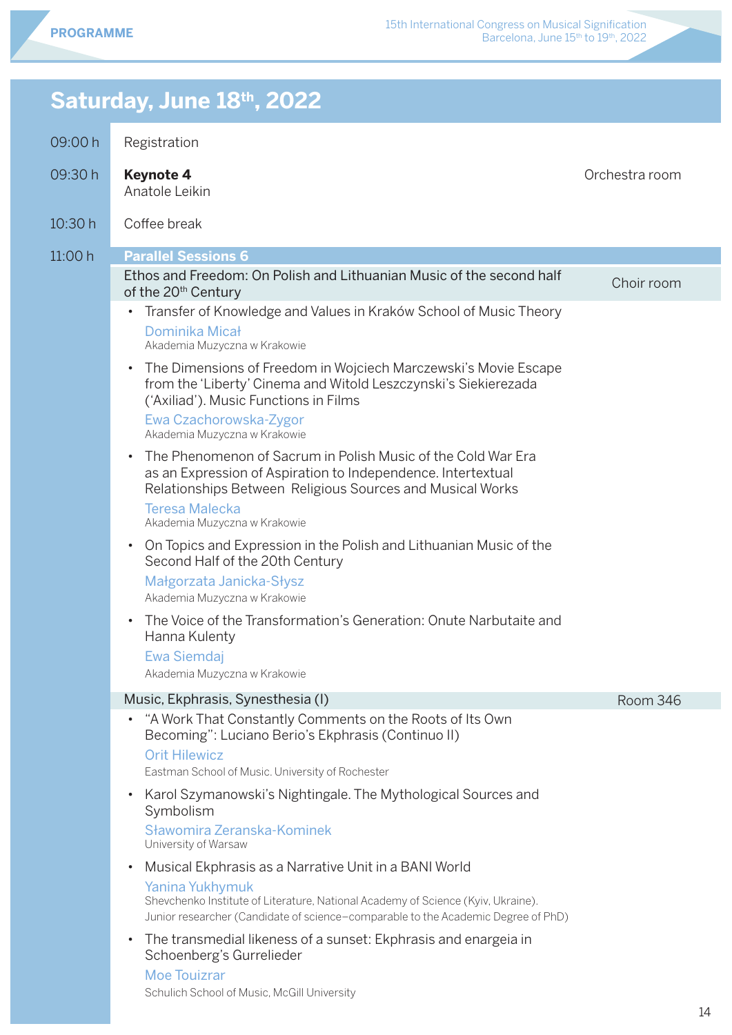## Saturday, June 18th, 2022

**09:00 h** Registration

**09:30 h** **Keynote 4**
Anatole Leikin
Orchestra room

**10:30 h** Coffee break

**11:00 h** **Parallel Sessions 6**

### Ethos and Freedom: On Polish and Lithuanian Music of the second half of the 20th Century — Choir room

- Transfer of Knowledge and Values in Kraków School of Music Theory
  Dominika Micał
  Akademia Muzyczna w Krakowie
- The Dimensions of Freedom in Wojciech Marczewski's Movie Escape from the 'Liberty' Cinema and Witold Leszczynski's Siekierezada ('Axiliad'). Music Functions in Films
  Ewa Czachorowska-Zygor
  Akademia Muzyczna w Krakowie
- The Phenomenon of Sacrum in Polish Music of the Cold War Era as an Expression of Aspiration to Independence. Intertextual Relationships Between Religious Sources and Musical Works
  Teresa Malecka
  Akademia Muzyczna w Krakowie
- On Topics and Expression in the Polish and Lithuanian Music of the Second Half of the 20th Century
  Małgorzata Janicka-Słysz
  Akademia Muzyczna w Krakowie
- The Voice of the Transformation's Generation: Onute Narbutaite and Hanna Kulenty
  Ewa Siemdaj
  Akademia Muzyczna w Krakowie

### Music, Ekphrasis, Synesthesia (I) — Room 346

- "A Work That Constantly Comments on the Roots of Its Own Becoming": Luciano Berio's Ekphrasis (Continuo II)
  Orit Hilewicz
  Eastman School of Music. University of Rochester
- Karol Szymanowski's Nightingale. The Mythological Sources and Symbolism
  Sławomira Zeranska-Kominek
  University of Warsaw
- Musical Ekphrasis as a Narrative Unit in a BANI World
  Yanina Yukhymuk
  Shevchenko Institute of Literature, National Academy of Science (Kyiv, Ukraine). Junior researcher (Candidate of science–comparable to the Academic Degree of PhD)
- The transmedial likeness of a sunset: Ekphrasis and energeia in Schoenberg's Gurrelieder
  Moe Touizrar
  Schulich School of Music, McGill University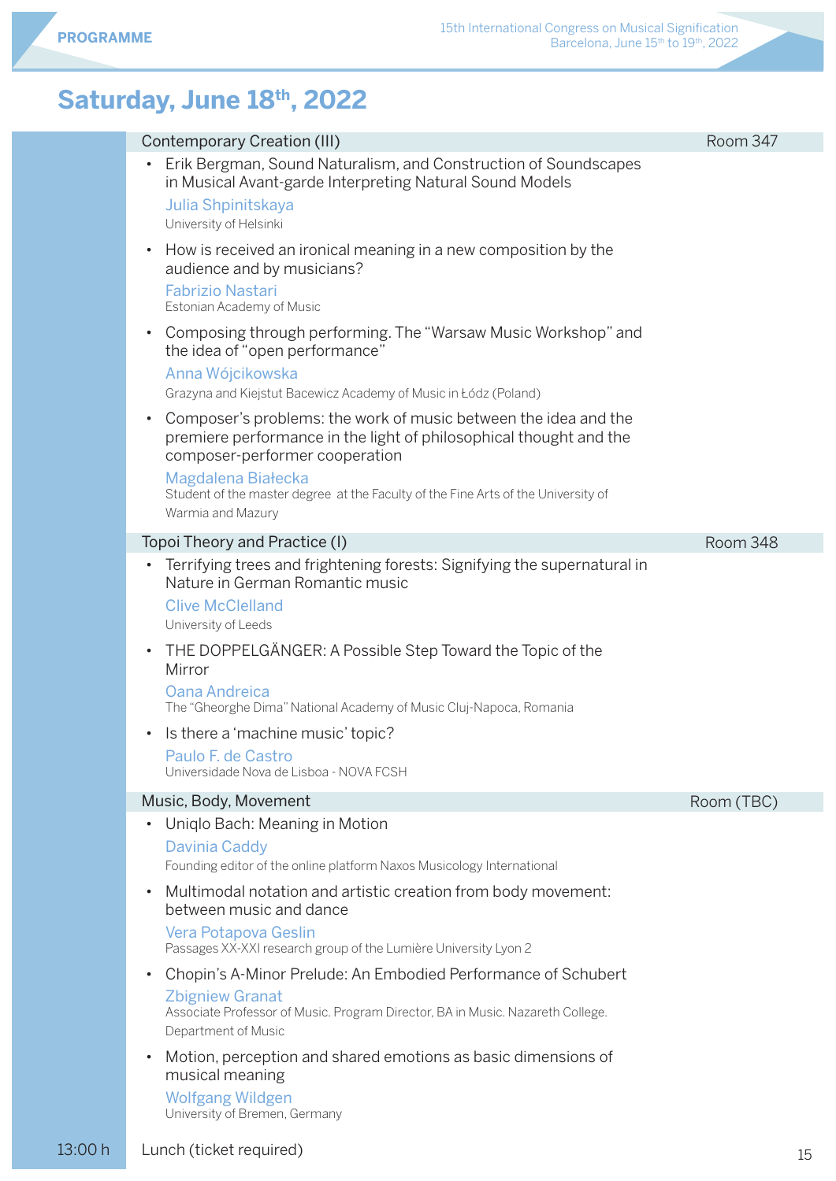## Saturday, June 18th, 2022

### Contemporary Creation (III) — Room 347

- Erik Bergman, Sound Naturalism, and Construction of Soundscapes in Musical Avant-garde Interpreting Natural Sound Models
  Julia Shpinitskaya
  University of Helsinki
- How is received an ironical meaning in a new composition by the audience and by musicians?
  Fabrizio Nastari
  Estonian Academy of Music
- Composing through performing. The "Warsaw Music Workshop" and the idea of "open performance"
  Anna Wójcikowska
  Grazyna and Kiejstut Bacewicz Academy of Music in Łódz (Poland)
- Composer's problems: the work of music between the idea and the premiere performance in the light of philosophical thought and the composer-performer cooperation
  Magdalena Białecka
  Student of the master degree at the Faculty of the Fine Arts of the University of Warmia and Mazury

### Topoi Theory and Practice (I) — Room 348

- Terrifying trees and frightening forests: Signifying the supernatural in Nature in German Romantic music
  Clive McClelland
  University of Leeds
- THE DOPPELGÄNGER: A Possible Step Toward the Topic of the Mirror
  Oana Andreica
  The "Gheorghe Dima" National Academy of Music Cluj-Napoca, Romania
- Is there a 'machine music' topic?
  Paulo F. de Castro
  Universidade Nova de Lisboa - NOVA FCSH

### Music, Body, Movement — Room (TBC)

- Uniqlo Bach: Meaning in Motion
  Davinia Caddy
  Founding editor of the online platform Naxos Musicology International
- Multimodal notation and artistic creation from body movement: between music and dance
  Vera Potapova Geslin
  Passages XX-XXI research group of the Lumière University Lyon 2
- Chopin's A-Minor Prelude: An Embodied Performance of Schubert
  Zbigniew Granat
  Associate Professor of Music. Program Director, BA in Music. Nazareth College. Department of Music
- Motion, perception and shared emotions as basic dimensions of musical meaning
  Wolfgang Wildgen
  University of Bremen, Germany

**13:00 h** Lunch (ticket required)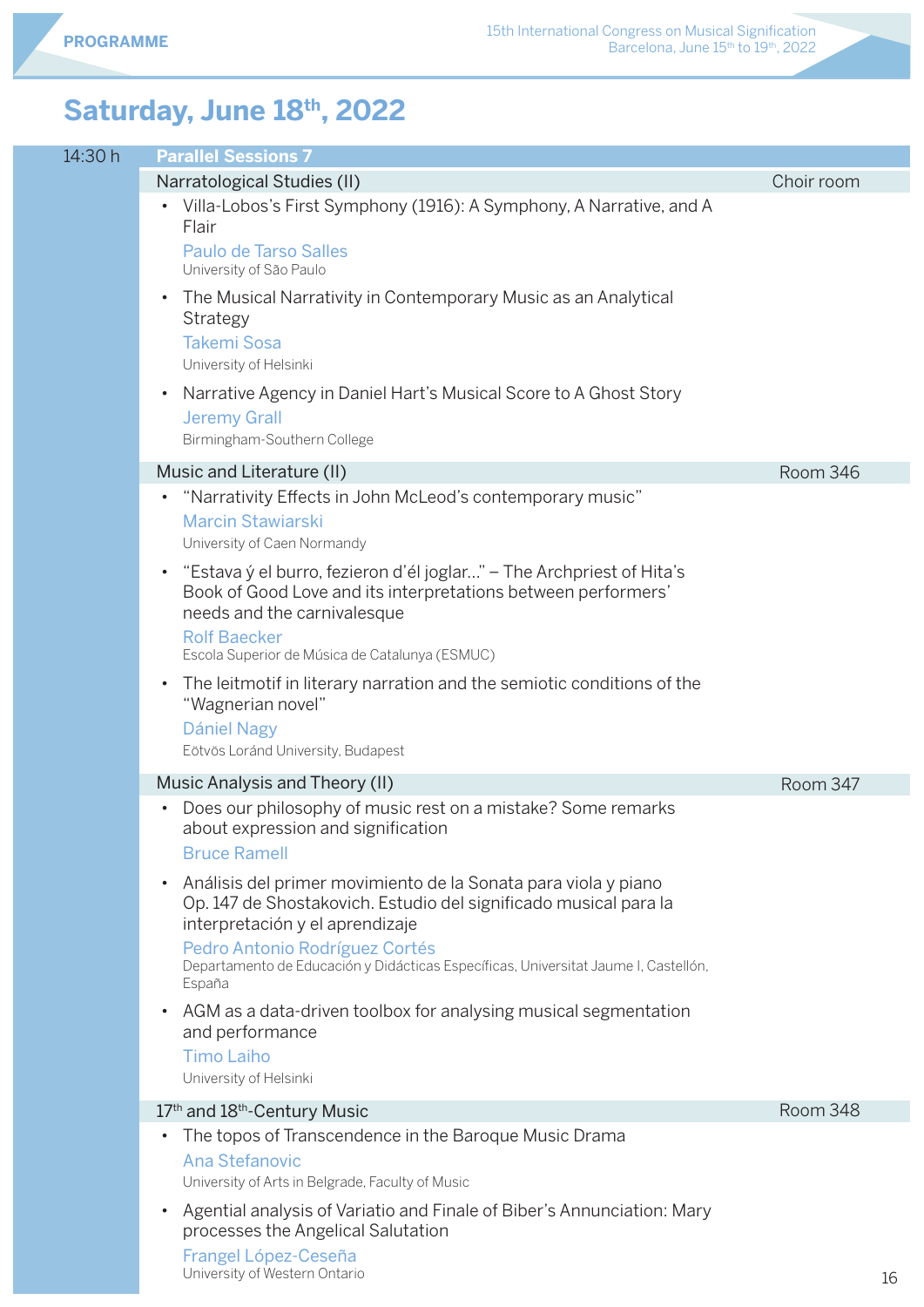# Saturday, June 18th, 2022

## 14:30 h — Parallel Sessions 7

### Narratological Studies (II) — Choir room

- Villa-Lobos's First Symphony (1916): A Symphony, A Narrative, and A Flair
  Paulo de Tarso Salles
  University of São Paulo
- The Musical Narrativity in Contemporary Music as an Analytical Strategy
  Takemi Sosa
  University of Helsinki
- Narrative Agency in Daniel Hart's Musical Score to A Ghost Story
  Jeremy Grall
  Birmingham-Southern College

### Music and Literature (II) — Room 346

- "Narrativity Effects in John McLeod's contemporary music"
  Marcin Stawiarski
  University of Caen Normandy
- "Estava ý el burro, fezieron d'él joglar..." – The Archpriest of Hita's Book of Good Love and its interpretations between performers' needs and the carnivalesque
  Rolf Baecker
  Escola Superior de Música de Catalunya (ESMUC)
- The leitmotif in literary narration and the semiotic conditions of the "Wagnerian novel"
  Dániel Nagy
  Eötvös Loránd University, Budapest

### Music Analysis and Theory (II) — Room 347

- Does our philosophy of music rest on a mistake? Some remarks about expression and signification
  Bruce Ramell
- Análisis del primer movimiento de la Sonata para viola y piano Op. 147 de Shostakovich. Estudio del significado musical para la interpretación y el aprendizaje
  Pedro Antonio Rodríguez Cortés
  Departamento de Educación y Didácticas Específicas, Universitat Jaume I, Castellón, España
- AGM as a data-driven toolbox for analysing musical segmentation and performance
  Timo Laiho
  University of Helsinki

### 17th and 18th-Century Music — Room 348

- The topos of Transcendence in the Baroque Music Drama
  Ana Stefanovic
  University of Arts in Belgrade, Faculty of Music
- Agential analysis of Variatio and Finale of Biber's Annunciation: Mary processes the Angelical Salutation
  Frangel López-Ceseña
  University of Western Ontario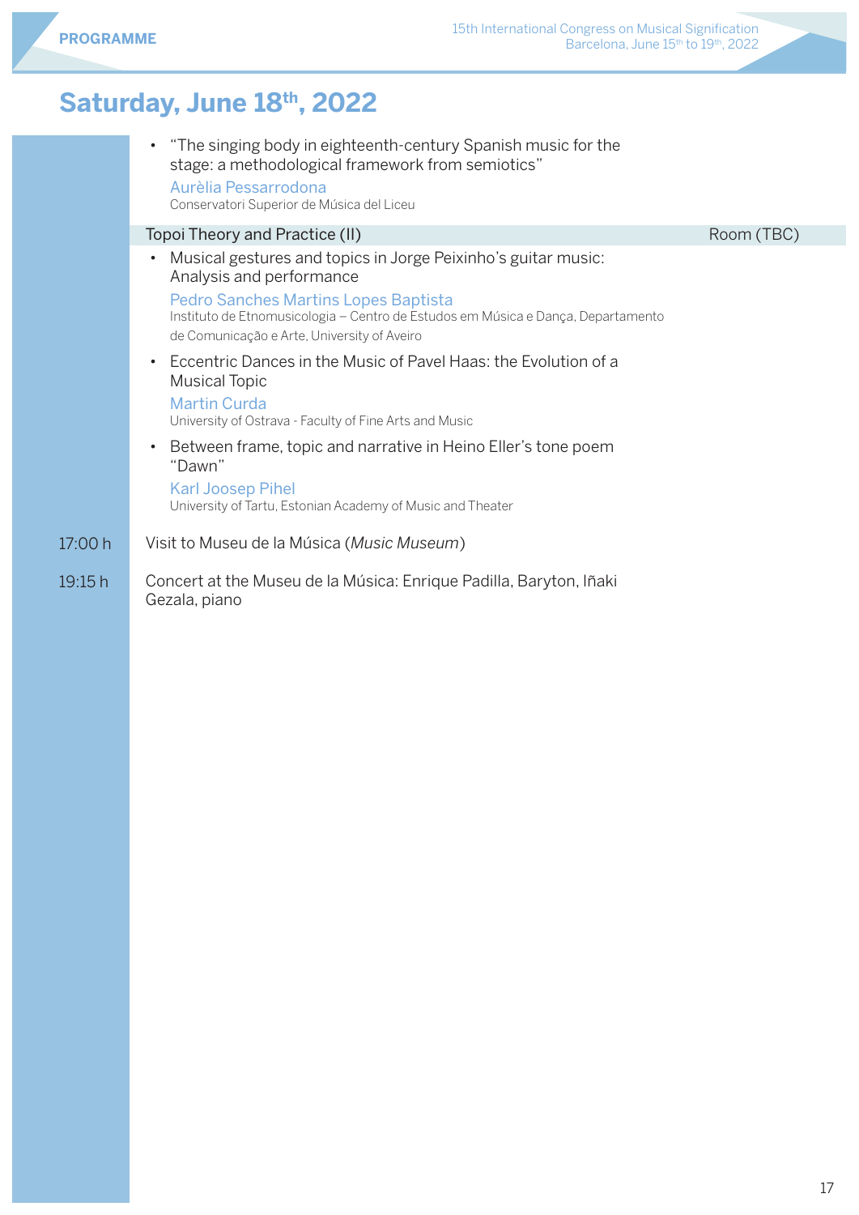## Saturday, June 18th, 2022

- "The singing body in eighteenth-century Spanish music for the stage: a methodological framework from semiotics"
  Aurèlia Pessarrodona
  Conservatori Superior de Música del Liceu

**Topoi Theory and Practice (II)** — Room (TBC)

- Musical gestures and topics in Jorge Peixinho's guitar music: Analysis and performance
  Pedro Sanches Martins Lopes Baptista
  Instituto de Etnomusicologia – Centro de Estudos em Música e Dança, Departamento de Comunicação e Arte, University of Aveiro
- Eccentric Dances in the Music of Pavel Haas: the Evolution of a Musical Topic
  Martin Curda
  University of Ostrava - Faculty of Fine Arts and Music
- Between frame, topic and narrative in Heino Eller's tone poem "Dawn"
  Karl Joosep Pihel
  University of Tartu, Estonian Academy of Music and Theater

**17:00 h** Visit to Museu de la Música (*Music Museum*)

**19:15 h** Concert at the Museu de la Música: Enrique Padilla, Baryton, Iñaki Gezala, piano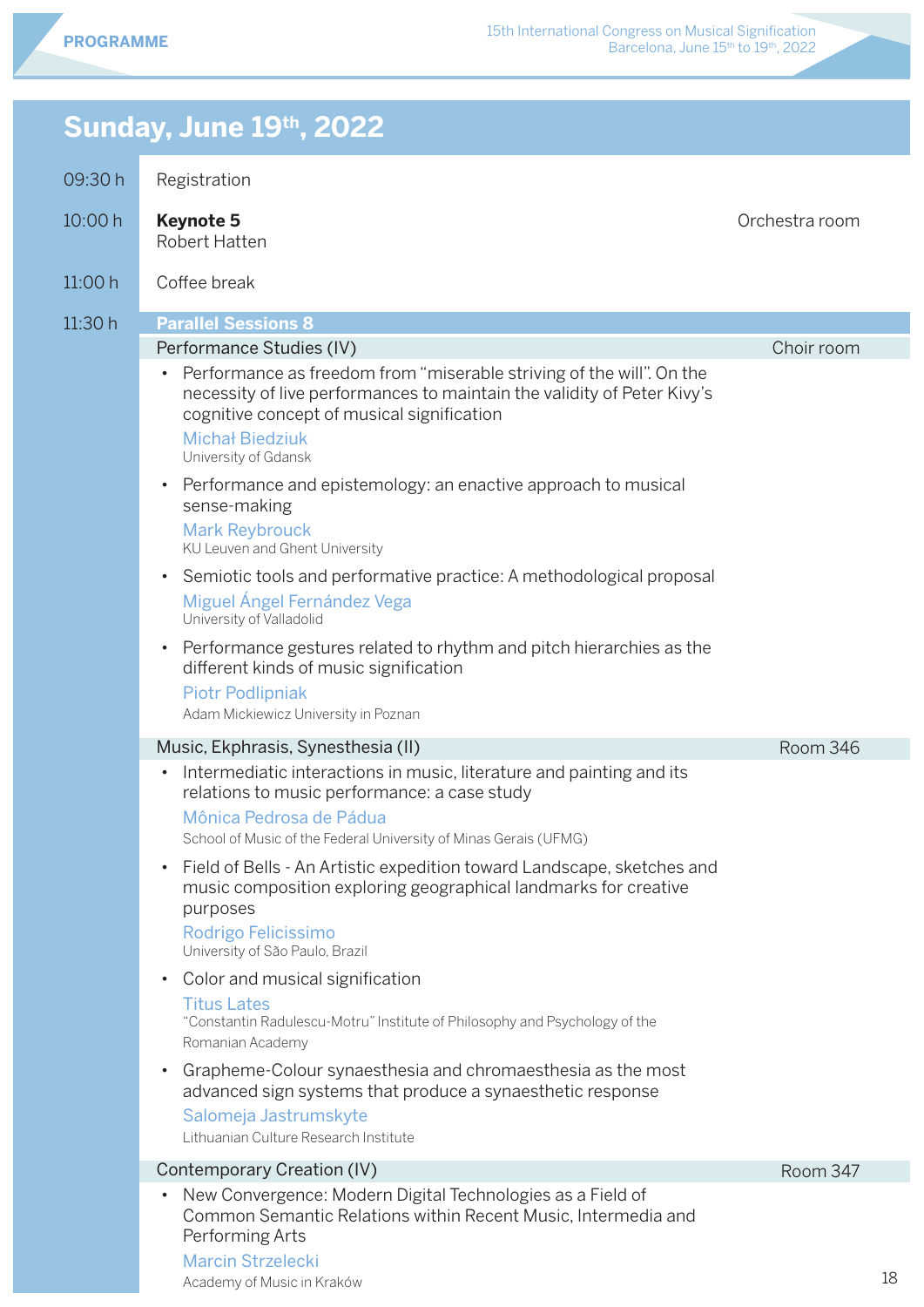## Sunday, June 19th, 2022

**09:30 h** Registration

**10:00 h** **Keynote 5** — Orchestra room
Robert Hatten

**11:00 h** Coffee break

**11:30 h** **Parallel Sessions 8**

### Performance Studies (IV) — Choir room

- Performance as freedom from "miserable striving of the will". On the necessity of live performances to maintain the validity of Peter Kivy's cognitive concept of musical signification
  Michał Biedziuk
  University of Gdansk
- Performance and epistemology: an enactive approach to musical sense-making
  Mark Reybrouck
  KU Leuven and Ghent University
- Semiotic tools and performative practice: A methodological proposal
  Miguel Ángel Fernández Vega
  University of Valladolid
- Performance gestures related to rhythm and pitch hierarchies as the different kinds of music signification
  Piotr Podlipniak
  Adam Mickiewicz University in Poznan

### Music, Ekphrasis, Synesthesia (II) — Room 346

- Intermediatic interactions in music, literature and painting and its relations to music performance: a case study
  Mônica Pedrosa de Pádua
  School of Music of the Federal University of Minas Gerais (UFMG)
- Field of Bells - An Artistic expedition toward Landscape, sketches and music composition exploring geographical landmarks for creative purposes
  Rodrigo Felicissimo
  University of São Paulo, Brazil
- Color and musical signification
  Titus Lates
  "Constantin Radulescu-Motru" Institute of Philosophy and Psychology of the Romanian Academy
- Grapheme-Colour synaesthesia and chromaesthesia as the most advanced sign systems that produce a synaesthetic response
  Salomeja Jastrumskyte
  Lithuanian Culture Research Institute

### Contemporary Creation (IV) — Room 347

- New Convergence: Modern Digital Technologies as a Field of Common Semantic Relations within Recent Music, Intermedia and Performing Arts
  Marcin Strzelecki
  Academy of Music in Kraków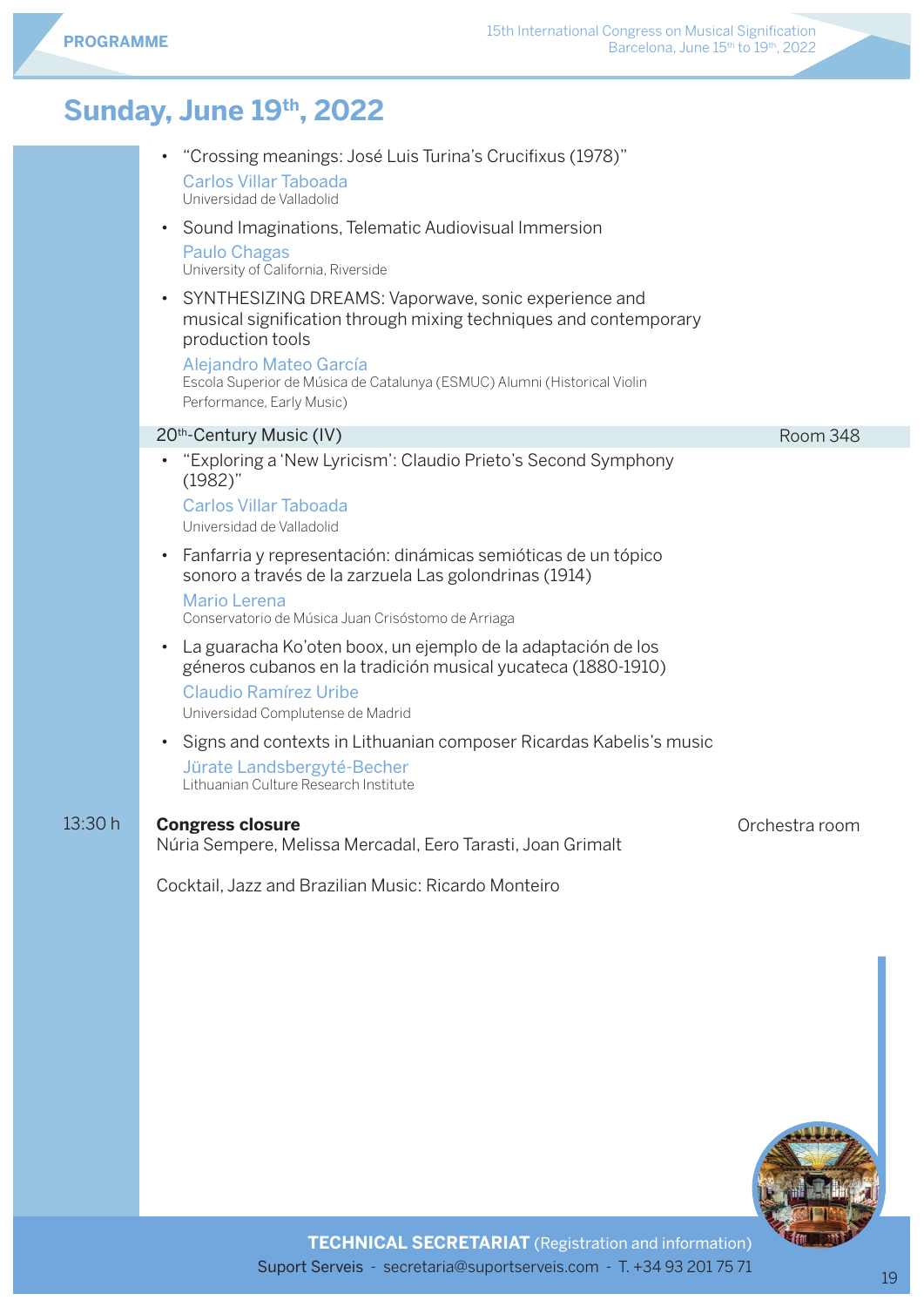# Sunday, June 19th, 2022

- "Crossing meanings: José Luis Turina's Crucifixus (1978)"
  Carlos Villar Taboada
  Universidad de Valladolid
- Sound Imaginations, Telematic Audiovisual Immersion
  Paulo Chagas
  University of California, Riverside
- SYNTHESIZING DREAMS: Vaporwave, sonic experience and musical signification through mixing techniques and contemporary production tools
  Alejandro Mateo García
  Escola Superior de Música de Catalunya (ESMUC) Alumni (Historical Violin Performance, Early Music)

## 20th-Century Music (IV) — Room 348

- "Exploring a 'New Lyricism': Claudio Prieto's Second Symphony (1982)"
  Carlos Villar Taboada
  Universidad de Valladolid
- Fanfarria y representación: dinámicas semióticas de un tópico sonoro a través de la zarzuela Las golondrinas (1914)
  Mario Lerena
  Conservatorio de Música Juan Crisóstomo de Arriaga
- La guaracha Ko'oten boox, un ejemplo de la adaptación de los géneros cubanos en la tradición musical yucateca (1880-1910)
  Claudio Ramírez Uribe
  Universidad Complutense de Madrid
- Signs and contexts in Lithuanian composer Ricardas Kabelis's music
  Jūrate Landsbergyté-Becher
  Lithuanian Culture Research Institute

13:30 h **Congress closure** — Orchestra room

Núria Sempere, Melissa Mercadal, Eero Tarasti, Joan Grimalt

Cocktail, Jazz and Brazilian Music: Ricardo Monteiro

**TECHNICAL SECRETARIAT** (Registration and information)
Suport Serveis - secretaria@suportserveis.com - T. +34 93 201 75 71